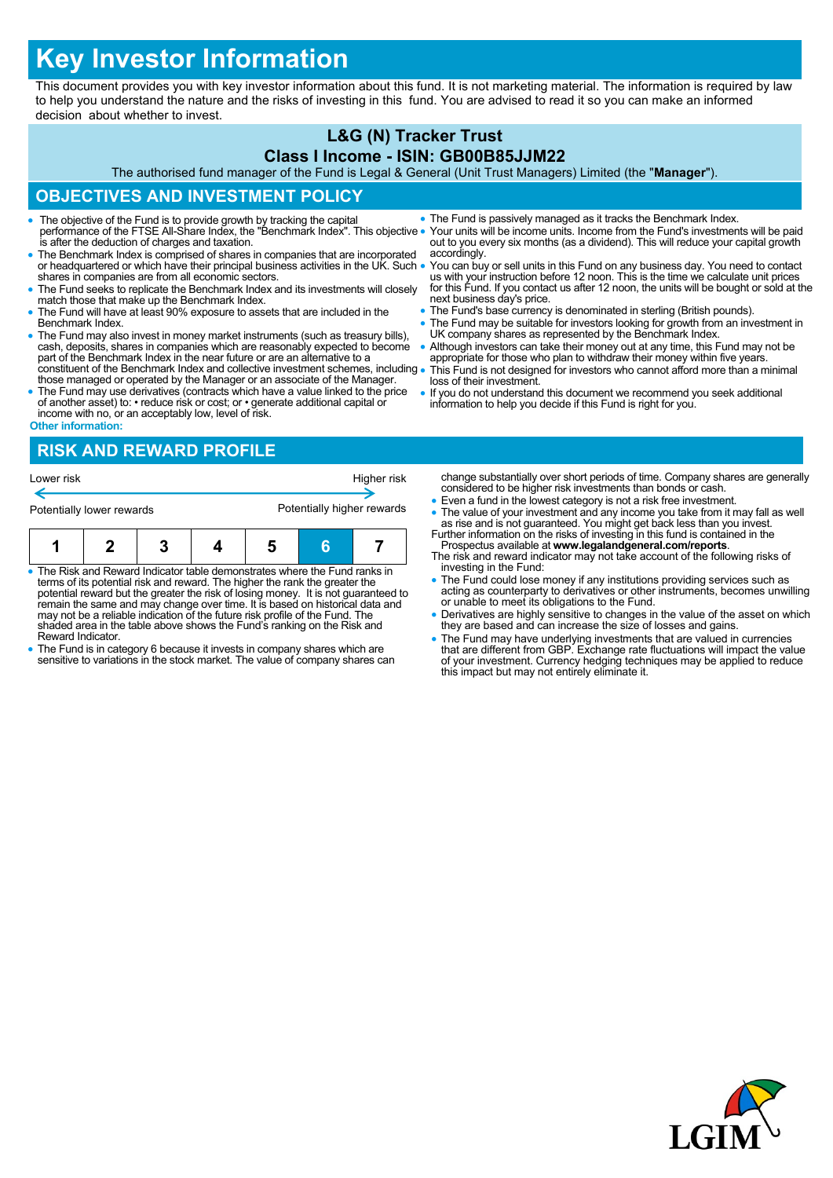# Key Investor Information

This document provides you with key investor information about this fund. It is not marketing material. The information is required by law to help you understand the nature and the risks of investing in this fund. You are advised to read it so you can make an informed decision about whether to invest.

## L&G (N) Tracker Trust

## Class I Income - ISIN: GB00B85JJM22

The authorised fund manager of the Fund is Legal & General (Unit Trust Managers) Limited (the "**Manager**").

## OBJECTIVES AND INVESTMENT POLICY

- The objective of the Fund is to provide growth by tracking the capital performance of the FTSE All-Share Index, the "Benchmark Index". This objective is after the deduction of charges and taxation.
- The Benchmark Index is comprised of shares in companies that are incorporated or headquartered or which have their principal business activities in the UK. Such shares in companies are from all economic sectors.
- The Fund seeks to replicate the Benchmark Index and its investments will closely match those that make up the Benchmark Index.
- The Fund will have at least 90% exposure to assets that are included in the Benchmark Index.
- The Fund may also invest in money market instruments (such as treasury bills), cash, deposits, shares in companies which are reasonably expected to become part of the Benchmark Index in the near future or are an alternative to a constituent of the Benchmark Index and collective investment schemes, including those managed or operated by the Manager or an associate of the Manager.
- The Fund may use derivatives (contracts which have a value linked to the price of another asset) to: • reduce risk or cost; or • generate additional capital or income with no, or an acceptably low, level of risk.

**Other information:**

- The Fund is passively managed as it tracks the Benchmark Index.
- Your units will be income units. Income from the Fund's investments will be paid out to you every six months (as a dividend). This will reduce your capital growth accordingly.
- You can buy or sell units in this Fund on any business day. You need to contact us with your instruction before 12 noon. This is the time we calculate unit prices for this Fund. If you contact us after 12 noon, the units will be bought or sold at the next business day's price.
- The Fund's base currency is denominated in sterling (British pounds).
- The Fund may be suitable for investors looking for growth from an investment in UK company shares as represented by the Benchmark Index.
- Although investors can take their money out at any time, this Fund may not be appropriate for those who plan to withdraw their money within five years.
- This Fund is not designed for investors who cannot afford more than a minimal loss of their investment.
- If you do not understand this document we recommend you seek additional information to help you decide if this Fund is right for you.

## RISK AND REWARD PROFILE

Lower risk ← → Higher risk

Potentially lower rewards ← → Potentially higher rewards

| 1 | 2 | 3 | 4 | 5 | **6** | 7 |
|---|---|---|---|---|---|---|

- The Risk and Reward Indicator table demonstrates where the Fund ranks in terms of its potential risk and reward. The higher the rank the greater the potential reward but the greater the risk of losing money. It is not guaranteed to remain the same and may change over time. It is based on historical data and may not be a reliable indication of the future risk profile of the Fund. The shaded area in the table above shows the Fund's ranking on the Risk and Reward Indicator.
- The Fund is in category 6 because it invests in company shares which are sensitive to variations in the stock market. The value of company shares can change substantially over short periods of time. Company shares are generally considered to be higher risk investments than bonds or cash.
- Even a fund in the lowest category is not a risk free investment.
- The value of your investment and any income you take from it may fall as well as rise and is not guaranteed. You might get back less than you invest.

Further information on the risks of investing in this fund is contained in the Prospectus available at **www.legalandgeneral.com/reports**.

The risk and reward indicator may not take account of the following risks of investing in the Fund:

- The Fund could lose money if any institutions providing services such as acting as counterparty to derivatives or other instruments, becomes unwilling or unable to meet its obligations to the Fund.
- Derivatives are highly sensitive to changes in the value of the asset on which they are based and can increase the size of losses and gains.
- The Fund may have underlying investments that are valued in currencies that are different from GBP. Exchange rate fluctuations will impact the value of your investment. Currency hedging techniques may be applied to reduce this impact but may not entirely eliminate it.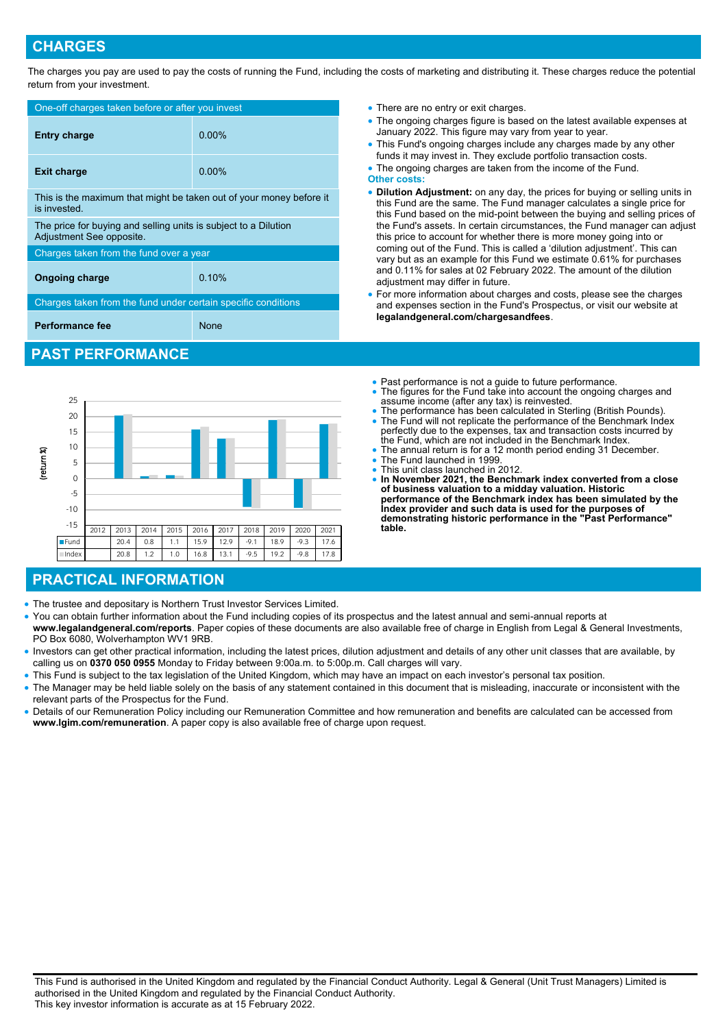## CHARGES

The charges you pay are used to pay the costs of running the Fund, including the costs of marketing and distributing it. These charges reduce the potential return from your investment.

| One-off charges taken before or after you invest | |
|---|---|
| **Entry charge** | 0.00% |
| **Exit charge** | 0.00% |
| This is the maximum that might be taken out of your money before it is invested. | |
| The price for buying and selling units is subject to a Dilution Adjustment See opposite. | |
| **Charges taken from the fund over a year** | |
| **Ongoing charge** | 0.10% |
| **Charges taken from the fund under certain specific conditions** | |
| **Performance fee** | None |

- There are no entry or exit charges.
- The ongoing charges figure is based on the latest available expenses at January 2022. This figure may vary from year to year.
- This Fund's ongoing charges include any charges made by any other funds it may invest in. They exclude portfolio transaction costs.
- The ongoing charges are taken from the income of the Fund.

**Other costs:**

- **Dilution Adjustment:** on any day, the prices for buying or selling units in this Fund are the same. The Fund manager calculates a single price for this Fund based on the mid-point between the buying and selling prices of the Fund's assets. In certain circumstances, the Fund manager can adjust this price to account for whether there is more money going into or coming out of the Fund. This is called a 'dilution adjustment'. This can vary but as an example for this Fund we estimate 0.61% for purchases and 0.11% for sales at 02 February 2022. The amount of the dilution adjustment may differ in future.
- For more information about charges and costs, please see the charges and expenses section in the Fund's Prospectus, or visit our website at **legalandgeneral.com/chargesandfees**.

## PAST PERFORMANCE

(return %)

25
20
15
10
5
0
-5
-10
-15

2012 2013 2014 2015 2016 2017 2018 2019 2020 2021

Fund: 20.4 0.8 1.1 15.9 12.9 -9.1 18.9 -9.3 17.6

Index: 20.8 1.2 1.0 16.8 13.1 -9.5 19.2 -9.8 17.8

- Past performance is not a guide to future performance.
- The figures for the Fund take into account the ongoing charges and assume income (after any tax) is reinvested.
- The performance has been calculated in Sterling (British Pounds).
- The Fund will not replicate the performance of the Benchmark Index perfectly due to the expenses, tax and transaction costs incurred by the Fund, which are not included in the Benchmark Index.
- The annual return is for a 12 month period ending 31 December.
- The Fund launched in 1999.
- This unit class launched in 2012.
- **In November 2021, the Benchmark index converted from a close of business valuation to a midday valuation. Historic performance of the Benchmark index has been simulated by the Index provider and such data is used for the purposes of demonstrating historic performance in the "Past Performance" table.**

## PRACTICAL INFORMATION

- The trustee and depositary is Northern Trust Investor Services Limited.
- You can obtain further information about the Fund including copies of its prospectus and the latest annual and semi-annual reports at **www.legalandgeneral.com/reports**. Paper copies of these documents are also available free of charge in English from Legal & General Investments, PO Box 6080, Wolverhampton WV1 9RB.
- Investors can get other practical information, including the latest prices, dilution adjustment and details of any other unit classes that are available, by calling us on **0370 050 0955** Monday to Friday between 9:00a.m. to 5:00p.m. Call charges will vary.
- This Fund is subject to the tax legislation of the United Kingdom, which may have an impact on each investor's personal tax position.
- The Manager may be held liable solely on the basis of any statement contained in this document that is misleading, inaccurate or inconsistent with the relevant parts of the Prospectus for the Fund.
- Details of our Remuneration Policy including our Remuneration Committee and how remuneration and benefits are calculated can be accessed from **www.lgim.com/remuneration**. A paper copy is also available free of charge upon request.

This Fund is authorised in the United Kingdom and regulated by the Financial Conduct Authority. Legal & General (Unit Trust Managers) Limited is authorised in the United Kingdom and regulated by the Financial Conduct Authority.
This key investor information is accurate as at 15 February 2022.